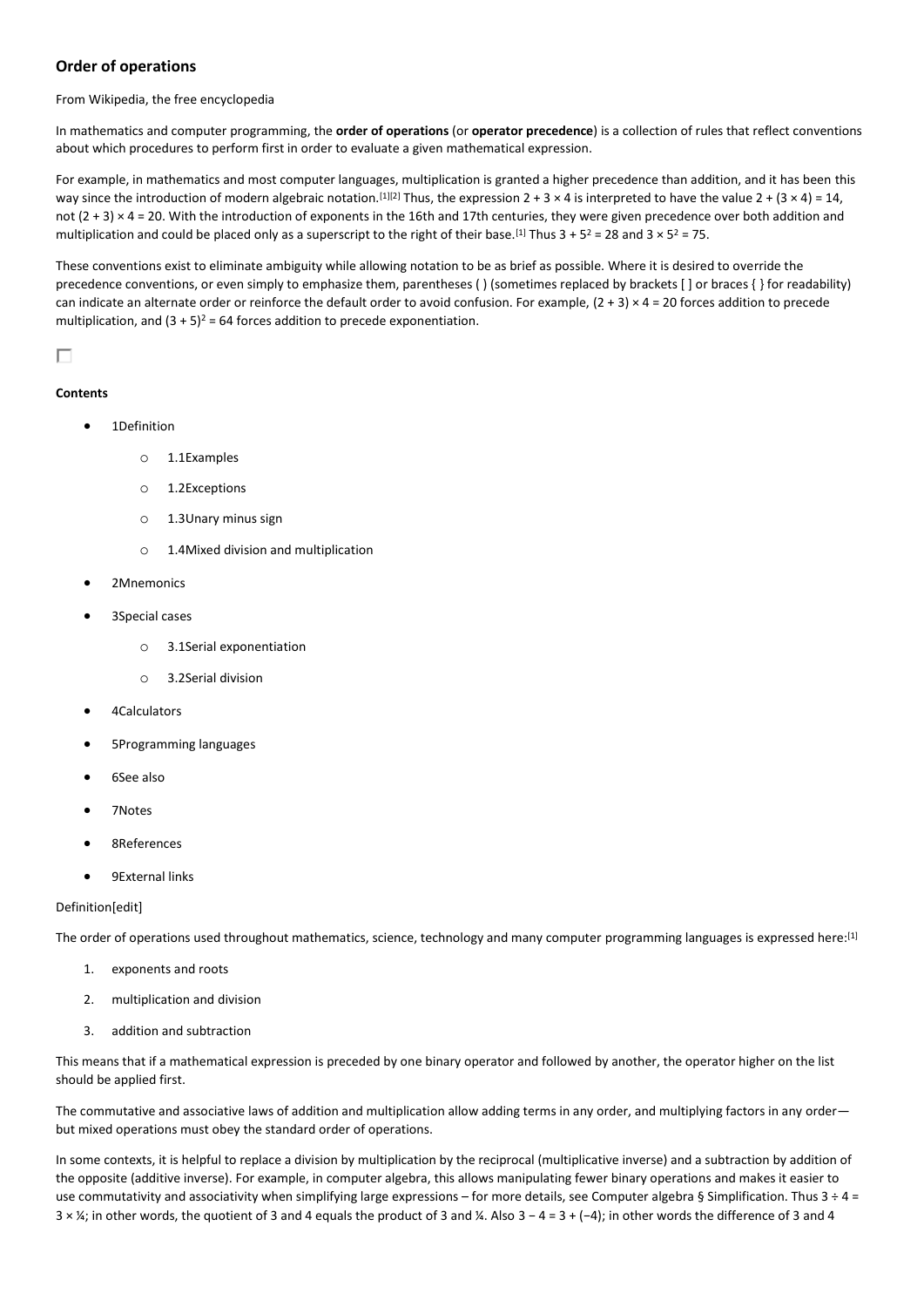## Order of operations

From Wikipedia, the free encyclopedia

In mathematics and computer programming, the **order of operations** (or **operator precedence**) is a collection of rules that reflect conventions about which procedures to perform first in order to evaluate a given mathematical expression.

For example, in mathematics and most computer languages, multiplication is granted a higher precedence than addition, and it has been this way since the introduction of modern algebraic notation.[1][2] Thus, the expression $2 + 3 \times 4$ is interpreted to have the value $2 + (3 \times 4) = 14$, not $(2 + 3) \times 4 = 20$. With the introduction of exponents in the 16th and 17th centuries, they were given precedence over both addition and multiplication and could be placed only as a superscript to the right of their base.[1] Thus $3 + 5^2 = 28$ and $3 \times 5^2 = 75$.

These conventions exist to eliminate ambiguity while allowing notation to be as brief as possible. Where it is desired to override the precedence conventions, or even simply to emphasize them, parentheses ( ) (sometimes replaced by brackets [ ] or braces { } for readability) can indicate an alternate order or reinforce the default order to avoid confusion. For example, $(2 + 3) \times 4 = 20$ forces addition to precede multiplication, and $(3 + 5)^2 = 64$ forces addition to precede exponentiation.

**Contents**

- 1Definition
  - 1.1Examples
  - 1.2Exceptions
  - 1.3Unary minus sign
  - 1.4Mixed division and multiplication
- 2Mnemonics
- 3Special cases
  - 3.1Serial exponentiation
  - 3.2Serial division
- 4Calculators
- 5Programming languages
- 6See also
- 7Notes
- 8References
- 9External links

### Definition[edit]

The order of operations used throughout mathematics, science, technology and many computer programming languages is expressed here:[1]

1. exponents and roots
2. multiplication and division
3. addition and subtraction

This means that if a mathematical expression is preceded by one binary operator and followed by another, the operator higher on the list should be applied first.

The commutative and associative laws of addition and multiplication allow adding terms in any order, and multiplying factors in any order—but mixed operations must obey the standard order of operations.

In some contexts, it is helpful to replace a division by multiplication by the reciprocal (multiplicative inverse) and a subtraction by addition of the opposite (additive inverse). For example, in computer algebra, this allows manipulating fewer binary operations and makes it easier to use commutativity and associativity when simplifying large expressions – for more details, see Computer algebra § Simplification. Thus $3 \div 4 = 3 \times \frac{1}{4}$; in other words, the quotient of 3 and 4 equals the product of 3 and $\frac{1}{4}$. Also $3 - 4 = 3 + (-4)$; in other words the difference of 3 and 4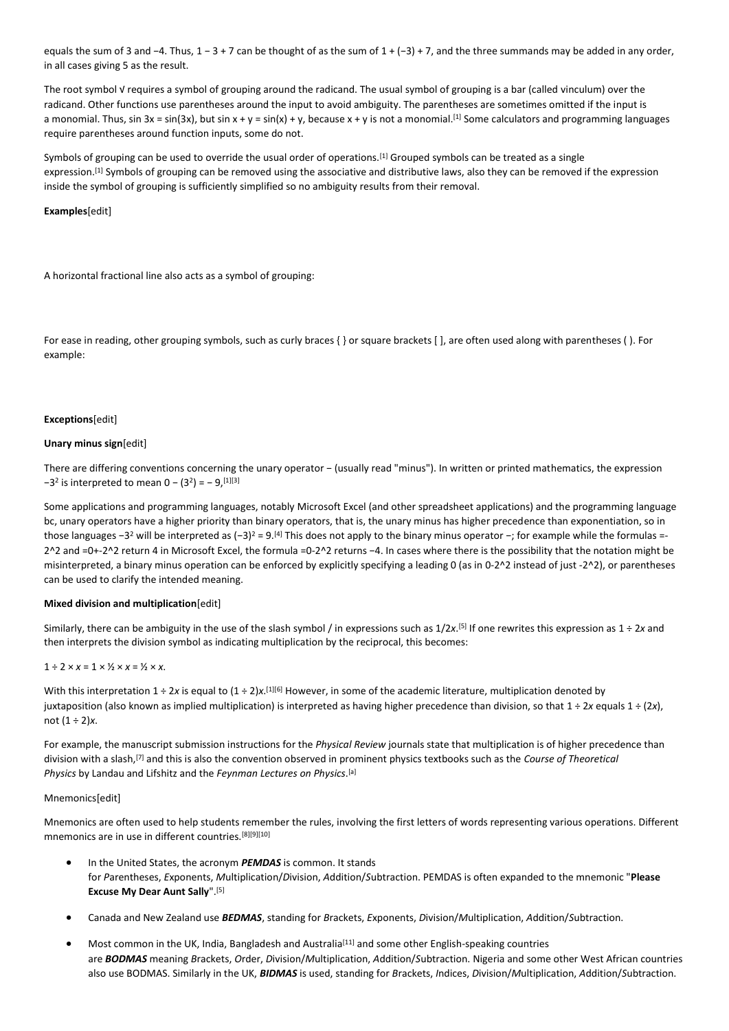equals the sum of 3 and −4. Thus, 1 − 3 + 7 can be thought of as the sum of 1 + (−3) + 7, and the three summands may be added in any order, in all cases giving 5 as the result.

The root symbol √ requires a symbol of grouping around the radicand. The usual symbol of grouping is a bar (called vinculum) over the radicand. Other functions use parentheses around the input to avoid ambiguity. The parentheses are sometimes omitted if the input is a monomial. Thus, sin 3x = sin(3x), but sin x + y = sin(x) + y, because x + y is not a monomial.[1] Some calculators and programming languages require parentheses around function inputs, some do not.

Symbols of grouping can be used to override the usual order of operations.[1] Grouped symbols can be treated as a single expression.[1] Symbols of grouping can be removed using the associative and distributive laws, also they can be removed if the expression inside the symbol of grouping is sufficiently simplified so no ambiguity results from their removal.

**Examples**[edit]

A horizontal fractional line also acts as a symbol of grouping:

For ease in reading, other grouping symbols, such as curly braces { } or square brackets [ ], are often used along with parentheses ( ). For example:

**Exceptions**[edit]

**Unary minus sign**[edit]

There are differing conventions concerning the unary operator − (usually read "minus"). In written or printed mathematics, the expression $-3^2$ is interpreted to mean $0 - (3^2) = -9$,[1][3]

Some applications and programming languages, notably Microsoft Excel (and other spreadsheet applications) and the programming language bc, unary operators have a higher priority than binary operators, that is, the unary minus has higher precedence than exponentiation, so in those languages $-3^2$ will be interpreted as $(-3)^2 = 9$.[4] This does not apply to the binary minus operator −; for example while the formulas =-2^2 and =0+-2^2 return 4 in Microsoft Excel, the formula =0-2^2 returns −4. In cases where there is the possibility that the notation might be misinterpreted, a binary minus operation can be enforced by explicitly specifying a leading 0 (as in 0-2^2 instead of just -2^2), or parentheses can be used to clarify the intended meaning.

**Mixed division and multiplication**[edit]

Similarly, there can be ambiguity in the use of the slash symbol / in expressions such as $1/2x$.[5] If one rewrites this expression as $1 \div 2x$ and then interprets the division symbol as indicating multiplication by the reciprocal, this becomes:

$1 \div 2 \times x = 1 \times ½ \times x = ½ \times x.$

With this interpretation $1 \div 2x$ is equal to $(1 \div 2)x$.[1][6] However, in some of the academic literature, multiplication denoted by juxtaposition (also known as implied multiplication) is interpreted as having higher precedence than division, so that $1 \div 2x$ equals $1 \div (2x)$, not $(1 \div 2)x$.

For example, the manuscript submission instructions for the *Physical Review* journals state that multiplication is of higher precedence than division with a slash,[7] and this is also the convention observed in prominent physics textbooks such as the *Course of Theoretical Physics* by Landau and Lifshitz and the *Feynman Lectures on Physics*.[a]

Mnemonics[edit]

Mnemonics are often used to help students remember the rules, involving the first letters of words representing various operations. Different mnemonics are in use in different countries.[8][9][10]

- In the United States, the acronym ***PEMDAS*** is common. It stands for *P*arentheses, *E*xponents, *M*ultiplication/*D*ivision, *A*ddition/*S*ubtraction. PEMDAS is often expanded to the mnemonic "**Please Excuse My Dear Aunt Sally**".[5]
- Canada and New Zealand use ***BEDMAS***, standing for *B*rackets, *E*xponents, *D*ivision/*M*ultiplication, *A*ddition/*S*ubtraction.
- Most common in the UK, India, Bangladesh and Australia[11] and some other English-speaking countries are ***BODMAS*** meaning *B*rackets, *O*rder, *D*ivision/*M*ultiplication, *A*ddition/*S*ubtraction. Nigeria and some other West African countries also use BODMAS. Similarly in the UK, ***BIDMAS*** is used, standing for *B*rackets, *I*ndices, *D*ivision/*M*ultiplication, *A*ddition/*S*ubtraction.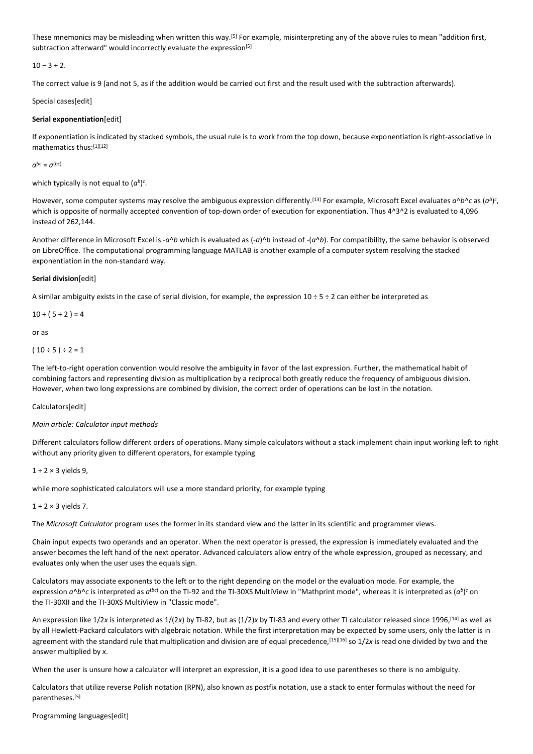These mnemonics may be misleading when written this way.[5] For example, misinterpreting any of the above rules to mean "addition first, subtraction afterward" would incorrectly evaluate the expression[5]

$10 - 3 + 2$.

The correct value is 9 (and not 5, as if the addition would be carried out first and the result used with the subtraction afterwards).

## Special cases[edit]

### Serial exponentiation[edit]

If exponentiation is indicated by stacked symbols, the usual rule is to work from the top down, because exponentiation is right-associative in mathematics thus:[1][12]

$a^{b^c} = a^{(b^c)}$

which typically is not equal to $(a^b)^c$.

However, some computer systems may resolve the ambiguous expression differently.[13] For example, Microsoft Excel evaluates *a*^*b*^*c* as $(a^b)^c$, which is opposite of normally accepted convention of top-down order of execution for exponentiation. Thus 4^3^2 is evaluated to 4,096 instead of 262,144.

Another difference in Microsoft Excel is -*a*^*b* which is evaluated as (-*a*)^*b* instead of -(*a*^*b*). For compatibility, the same behavior is observed on LibreOffice. The computational programming language MATLAB is another example of a computer system resolving the stacked exponentiation in the non-standard way.

### Serial division[edit]

A similar ambiguity exists in the case of serial division, for example, the expression $10 \div 5 \div 2$ can either be interpreted as

$10 \div ( 5 \div 2 ) = 4$

or as

$( 10 \div 5 ) \div 2 = 1$

The left-to-right operation convention would resolve the ambiguity in favor of the last expression. Further, the mathematical habit of combining factors and representing division as multiplication by a reciprocal both greatly reduce the frequency of ambiguous division. However, when two long expressions are combined by division, the correct order of operations can be lost in the notation.

## Calculators[edit]

*Main article: Calculator input methods*

Different calculators follow different orders of operations. Many simple calculators without a stack implement chain input working left to right without any priority given to different operators, for example typing

$1 + 2 \times 3$ yields 9,

while more sophisticated calculators will use a more standard priority, for example typing

$1 + 2 \times 3$ yields 7.

The *Microsoft Calculator* program uses the former in its standard view and the latter in its scientific and programmer views.

Chain input expects two operands and an operator. When the next operator is pressed, the expression is immediately evaluated and the answer becomes the left hand of the next operator. Advanced calculators allow entry of the whole expression, grouped as necessary, and evaluates only when the user uses the equals sign.

Calculators may associate exponents to the left or to the right depending on the model or the evaluation mode. For example, the expression *a*^*b*^*c* is interpreted as $a^{(b^c)}$ on the TI-92 and the TI-30XS MultiView in "Mathprint mode", whereas it is interpreted as $(a^b)^c$ on the TI-30XII and the TI-30XS MultiView in "Classic mode".

An expression like $1/2x$ is interpreted as $1/(2x)$ by TI-82, but as $(1/2)x$ by TI-83 and every other TI calculator released since 1996,[14] as well as by all Hewlett-Packard calculators with algebraic notation. While the first interpretation may be expected by some users, only the latter is in agreement with the standard rule that multiplication and division are of equal precedence,[15][16] so $1/2x$ is read one divided by two and the answer multiplied by $x$.

When the user is unsure how a calculator will interpret an expression, it is a good idea to use parentheses so there is no ambiguity.

Calculators that utilize reverse Polish notation (RPN), also known as postfix notation, use a stack to enter formulas without the need for parentheses.[5]

## Programming languages[edit]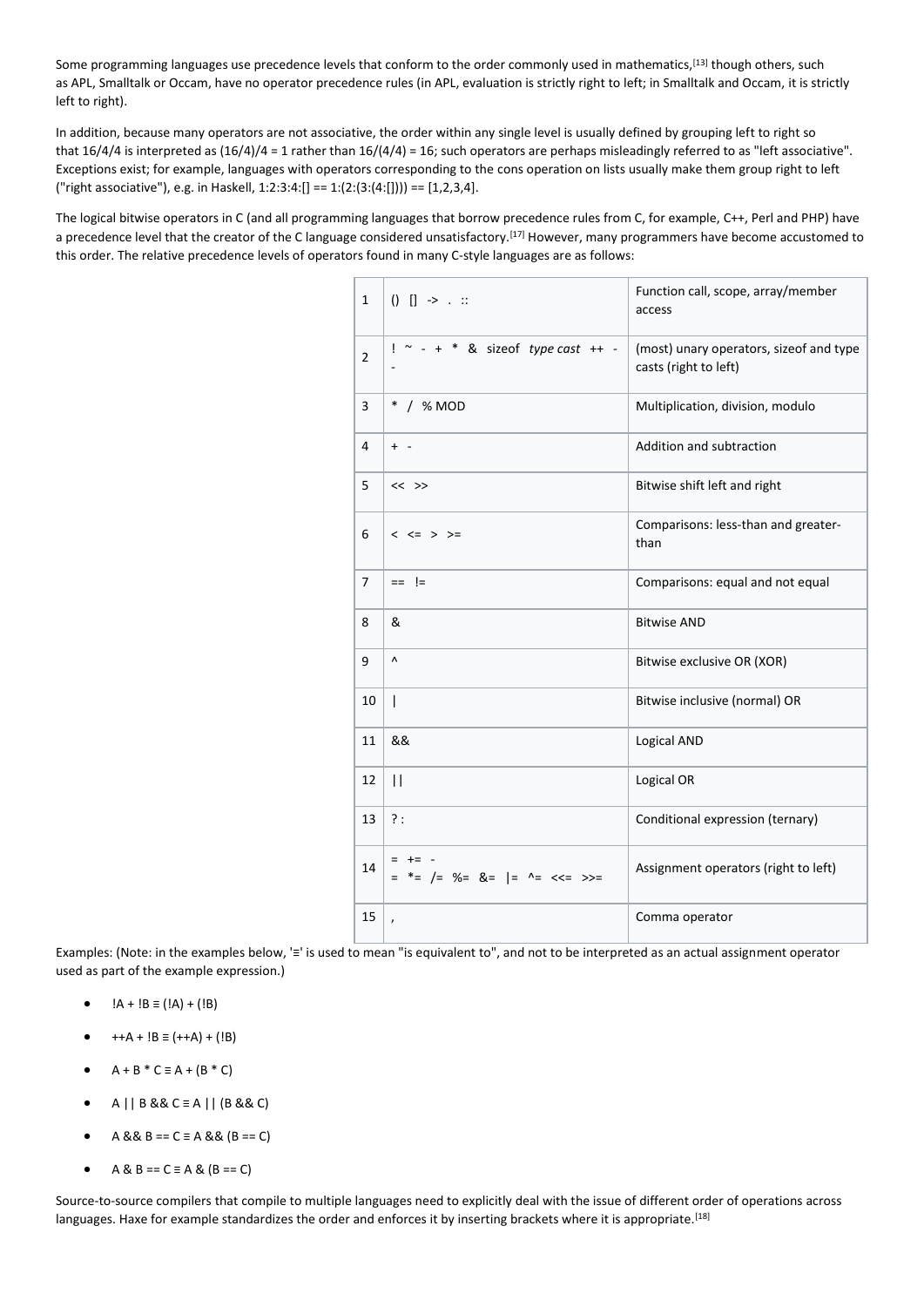Some programming languages use precedence levels that conform to the order commonly used in mathematics,[13] though others, such as APL, Smalltalk or Occam, have no operator precedence rules (in APL, evaluation is strictly right to left; in Smalltalk and Occam, it is strictly left to right).

In addition, because many operators are not associative, the order within any single level is usually defined by grouping left to right so that 16/4/4 is interpreted as (16/4)/4 = 1 rather than 16/(4/4) = 16; such operators are perhaps misleadingly referred to as "left associative". Exceptions exist; for example, languages with operators corresponding to the cons operation on lists usually make them group right to left ("right associative"), e.g. in Haskell, 1:2:3:4:[] == 1:(2:(3:(4:[]))) == [1,2,3,4].

The logical bitwise operators in C (and all programming languages that borrow precedence rules from C, for example, C++, Perl and PHP) have a precedence level that the creator of the C language considered unsatisfactory.[17] However, many programmers have become accustomed to this order. The relative precedence levels of operators found in many C-style languages are as follows:

| | | |
|---|---|---|
| 1 | () [] -> . :: | Function call, scope, array/member access |
| 2 | ! ~ - + * & sizeof *type cast* ++ -- | (most) unary operators, sizeof and type casts (right to left) |
| 3 | * / % MOD | Multiplication, division, modulo |
| 4 | + - | Addition and subtraction |
| 5 | << >> | Bitwise shift left and right |
| 6 | < <= > >= | Comparisons: less-than and greater-than |
| 7 | == != | Comparisons: equal and not equal |
| 8 | & | Bitwise AND |
| 9 | ^ | Bitwise exclusive OR (XOR) |
| 10 | \| | Bitwise inclusive (normal) OR |
| 11 | && | Logical AND |
| 12 | \|\| | Logical OR |
| 13 | ? : | Conditional expression (ternary) |
| 14 | = += -= *= /= %= &= \|= ^= <<= >>= | Assignment operators (right to left) |
| 15 | , | Comma operator |

Examples: (Note: in the examples below, '≡' is used to mean "is equivalent to", and not to be interpreted as an actual assignment operator used as part of the example expression.)

- !A + !B ≡ (!A) + (!B)
- ++A + !B ≡ (++A) + (!B)
- A + B * C ≡ A + (B * C)
- A || B && C ≡ A || (B && C)
- A && B == C ≡ A && (B == C)
- A & B == C ≡ A & (B == C)

Source-to-source compilers that compile to multiple languages need to explicitly deal with the issue of different order of operations across languages. Haxe for example standardizes the order and enforces it by inserting brackets where it is appropriate.[18]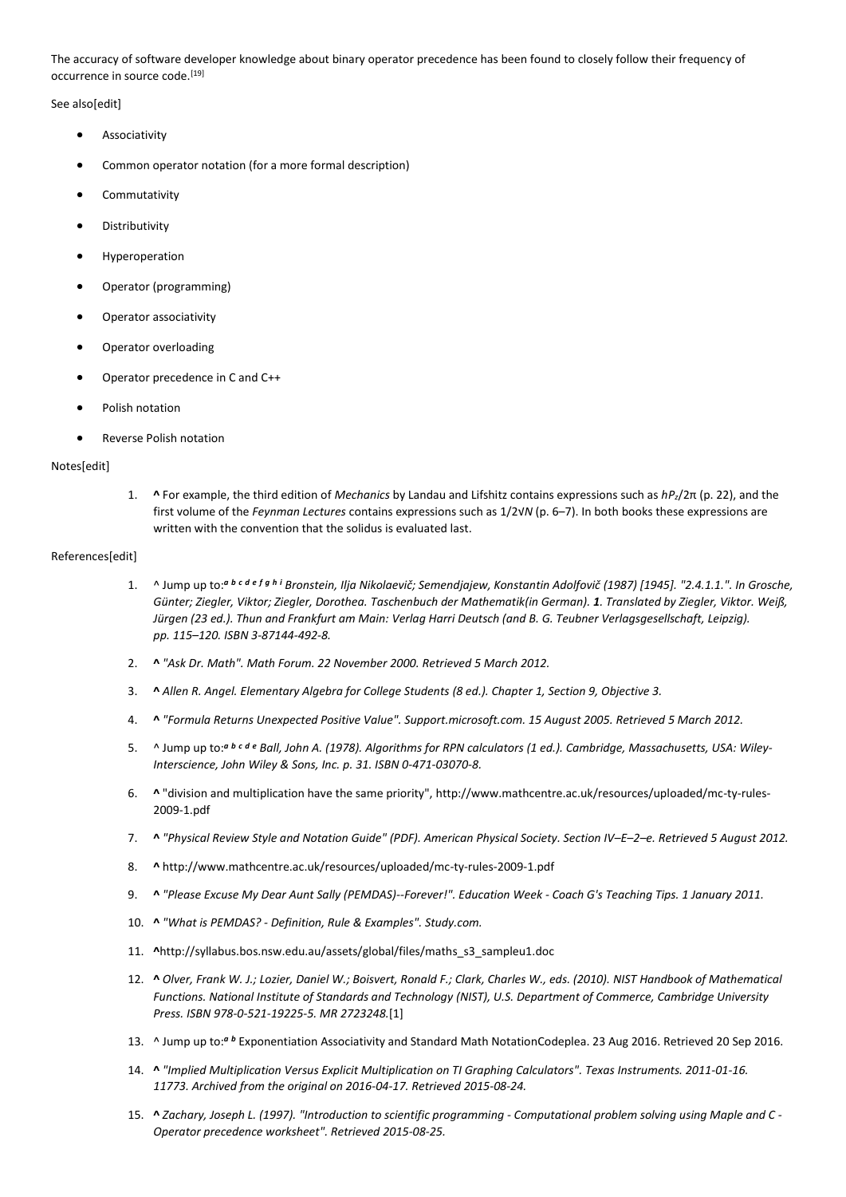The accuracy of software developer knowledge about binary operator precedence has been found to closely follow their frequency of occurrence in source code.[19]

## See also[edit]

- Associativity
- Common operator notation (for a more formal description)
- Commutativity
- Distributivity
- Hyperoperation
- Operator (programming)
- Operator associativity
- Operator overloading
- Operator precedence in C and C++
- Polish notation
- Reverse Polish notation

## Notes[edit]

1. **^** For example, the third edition of *Mechanics* by Landau and Lifshitz contains expressions such as $hP_z/2\pi$ (p. 22), and the first volume of the *Feynman Lectures* contains expressions such as $1/2\sqrt{N}$ (p. 6–7). In both books these expressions are written with the convention that the solidus is evaluated last.

## References[edit]

1. ^ Jump up to:[a b c d e f g h i] *Bronstein, Ilja Nikolaevič; Semendjajew, Konstantin Adolfovič (1987) [1945]. "2.4.1.1.". In Grosche, Günter; Ziegler, Viktor; Ziegler, Dorothea. Taschenbuch der Mathematik(in German).* ***1****. Translated by Ziegler, Viktor. Weiß, Jürgen (23 ed.). Thun and Frankfurt am Main: Verlag Harri Deutsch (and B. G. Teubner Verlagsgesellschaft, Leipzig). pp. 115–120. ISBN 3-87144-492-8.*
2. **^** *"Ask Dr. Math". Math Forum. 22 November 2000. Retrieved 5 March 2012.*
3. **^** *Allen R. Angel. Elementary Algebra for College Students (8 ed.). Chapter 1, Section 9, Objective 3.*
4. **^** *"Formula Returns Unexpected Positive Value". Support.microsoft.com. 15 August 2005. Retrieved 5 March 2012.*
5. ^ Jump up to:[a b c d e] *Ball, John A. (1978). Algorithms for RPN calculators (1 ed.). Cambridge, Massachusetts, USA: Wiley-Interscience, John Wiley & Sons, Inc. p. 31. ISBN 0-471-03070-8.*
6. **^** "division and multiplication have the same priority", http://www.mathcentre.ac.uk/resources/uploaded/mc-ty-rules-2009-1.pdf
7. **^** *"Physical Review Style and Notation Guide" (PDF). American Physical Society. Section IV–E–2–e. Retrieved 5 August 2012.*
8. **^** http://www.mathcentre.ac.uk/resources/uploaded/mc-ty-rules-2009-1.pdf
9. **^** *"Please Excuse My Dear Aunt Sally (PEMDAS)--Forever!". Education Week - Coach G's Teaching Tips. 1 January 2011.*
10. **^** *"What is PEMDAS? - Definition, Rule & Examples". Study.com.*
11. **^**http://syllabus.bos.nsw.edu.au/assets/global/files/maths_s3_sampleu1.doc
12. **^** *Olver, Frank W. J.; Lozier, Daniel W.; Boisvert, Ronald F.; Clark, Charles W., eds. (2010). NIST Handbook of Mathematical Functions. National Institute of Standards and Technology (NIST), U.S. Department of Commerce, Cambridge University Press. ISBN 978-0-521-19225-5. MR 2723248.*[1]
13. ^ Jump up to:[a b] Exponentiation Associativity and Standard Math NotationCodeplea. 23 Aug 2016. Retrieved 20 Sep 2016.
14. **^** *"Implied Multiplication Versus Explicit Multiplication on TI Graphing Calculators". Texas Instruments. 2011-01-16. 11773. Archived from the original on 2016-04-17. Retrieved 2015-08-24.*
15. **^** *Zachary, Joseph L. (1997). "Introduction to scientific programming - Computational problem solving using Maple and C - Operator precedence worksheet". Retrieved 2015-08-25.*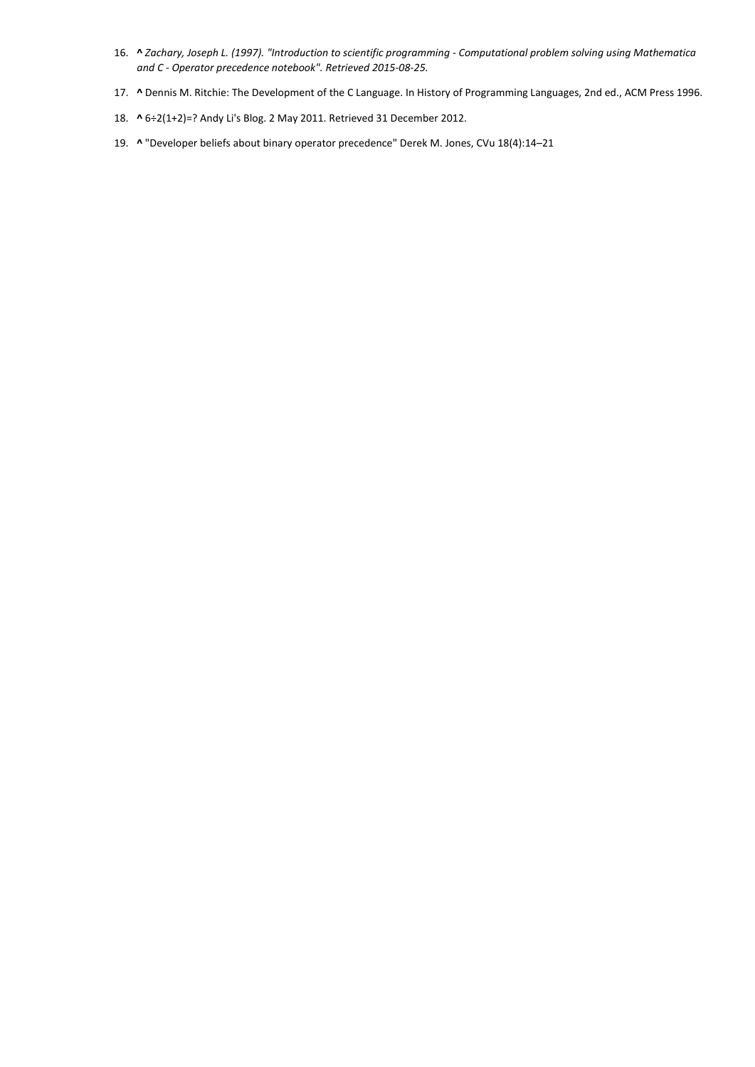16. **^** *Zachary, Joseph L. (1997). "Introduction to scientific programming - Computational problem solving using Mathematica and C - Operator precedence notebook". Retrieved 2015-08-25.*
17. **^** Dennis M. Ritchie: The Development of the C Language. In History of Programming Languages, 2nd ed., ACM Press 1996.
18. **^** 6÷2(1+2)=? Andy Li's Blog. 2 May 2011. Retrieved 31 December 2012.
19. **^** "Developer beliefs about binary operator precedence" Derek M. Jones, CVu 18(4):14–21